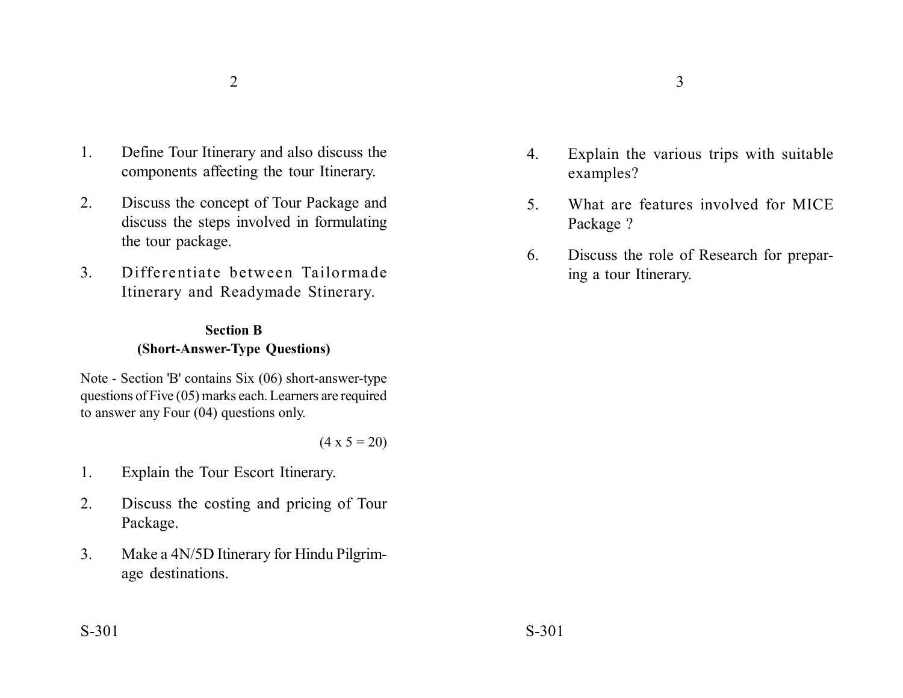1. Define Tour Itinerary and also discuss the components affecting the tour Itinerary.

2. Discuss the concept of Tour Package and discuss the steps involved in formulating the tour package.

3. Differentiate between Tailormade Itinerary and Readymade Stinerary.

### Section B
### (Short-Answer-Type Questions)

Note - Section 'B' contains Six (06) short-answer-type questions of Five (05) marks each. Learners are required to answer any Four (04) questions only.

(4 x 5 = 20)

1. Explain the Tour Escort Itinerary.

2. Discuss the costing and pricing of Tour Package.

3. Make a 4N/5D Itinerary for Hindu Pilgrimage destinations.

4. Explain the various trips with suitable examples?

5. What are features involved for MICE Package ?

6. Discuss the role of Research for preparing a tour Itinerary.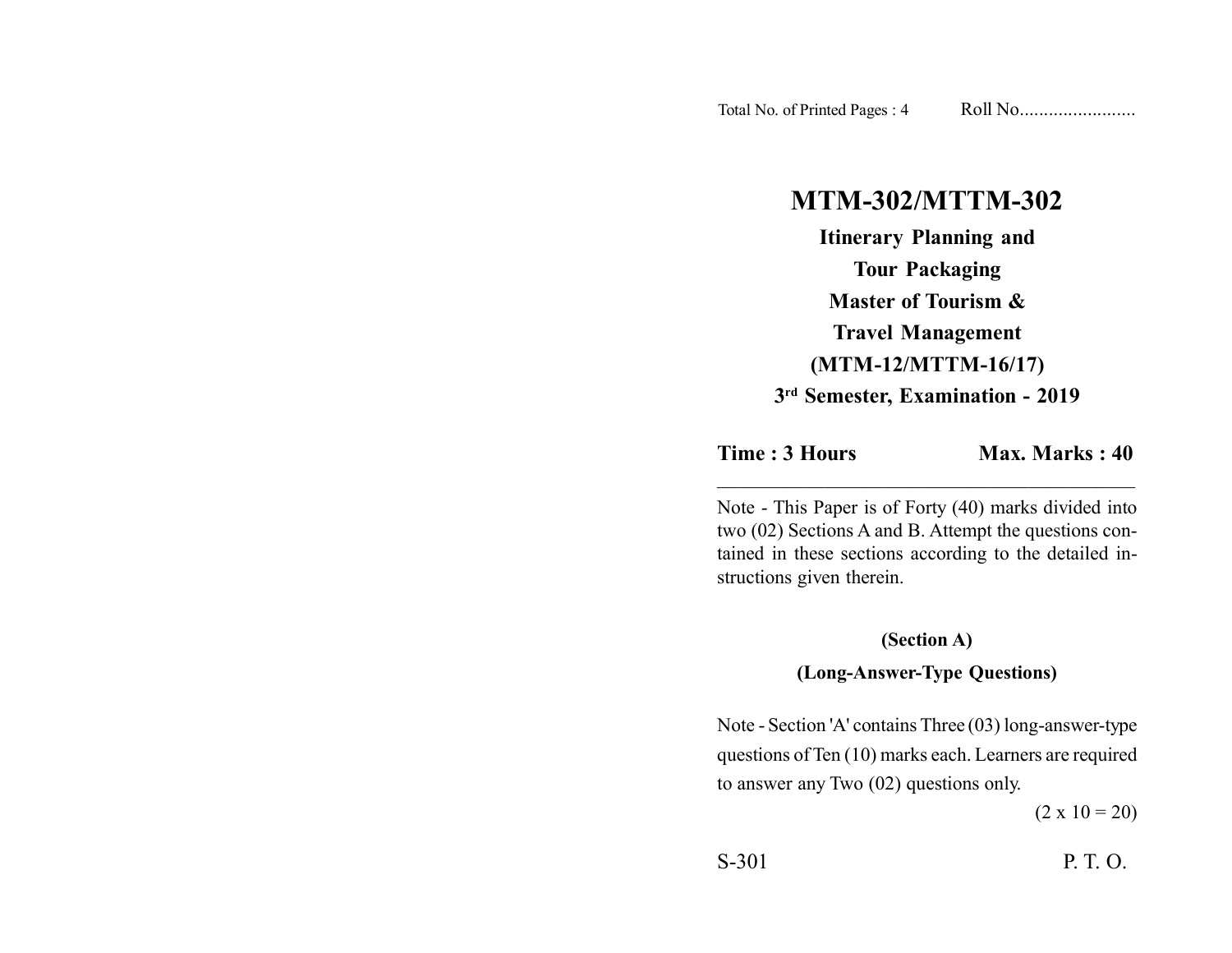Total No. of Printed Pages : 4 Roll No.......................

# MTM-302/MTTM-302

## Itinerary Planning and Tour Packaging

## Master of Tourism & Travel Management

## (MTM-12/MTTM-16/17)

## 3rd Semester, Examination - 2019

**Time : 3 Hours** **Max. Marks : 40**

---

Note - This Paper is of Forty (40) marks divided into two (02) Sections A and B. Attempt the questions contained in these sections according to the detailed instructions given therein.

### (Section A)

### (Long-Answer-Type Questions)

Note - Section 'A' contains Three (03) long-answer-type questions of Ten (10) marks each. Learners are required to answer any Two (02) questions only.

(2 x 10 = 20)

S-301 P. T. O.